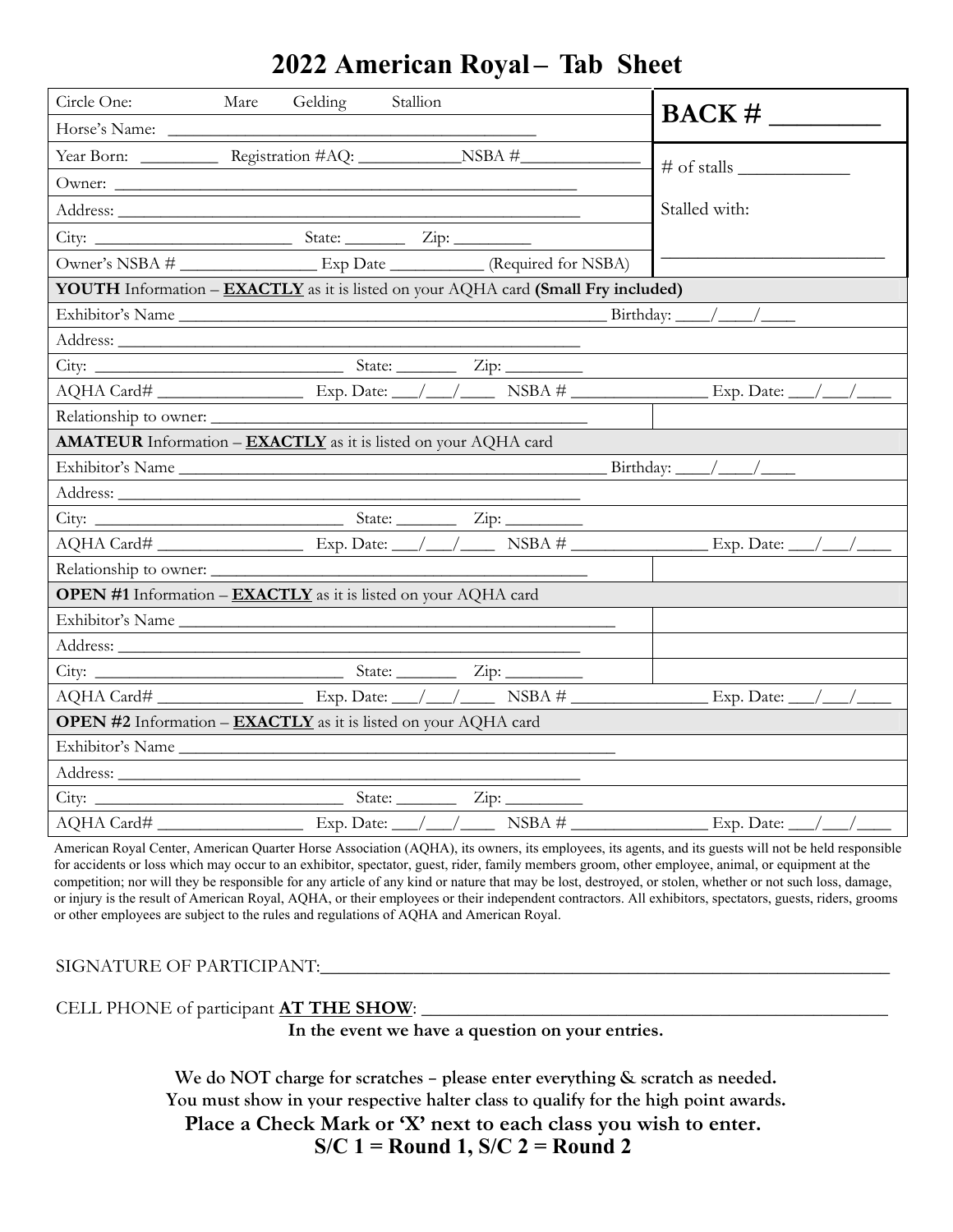# 2022 American Royal – Tab Sheet

| Circle One: Mare Gelding Stallion | **BACK #** ________ |
|---|---|
| Horse's Name: ________________________________________ | |
| Year Born: _________ Registration #AQ: ____________NSBA #______________ | # of stalls ____________ |
| Owner: ____________________________________________________ | |
| Address: __________________________________________________ | Stalled with: |
| City: ______________________ State: _______ Zip: _________ | |
| Owner's NSBA # ________________ Exp Date ___________ (Required for NSBA) | ________________________ |
| **YOUTH** Information – **EXACTLY** as it is listed on your AQHA card **(Small Fry included)** | |
| Exhibitor's Name ______________________________________________ Birthday: ____/____/____ | |
| Address: __________________________________________________ | |
| City: ____________________________ State: _______ Zip: _________ | |
| AQHA Card# ________________ Exp. Date: ___/___/____ NSBA # ________________ Exp. Date: ___/___/____ | |
| Relationship to owner: __________________________________________ | |
| **AMATEUR** Information – **EXACTLY** as it is listed on your AQHA card | |
| Exhibitor's Name ______________________________________________ Birthday: ____/____/____ | |
| Address: __________________________________________________ | |
| City: ____________________________ State: _______ Zip: _________ | |
| AQHA Card# ________________ Exp. Date: ___/___/____ NSBA # ________________ Exp. Date: ___/___/____ | |
| Relationship to owner: __________________________________________ | |
| **OPEN #1** Information – **EXACTLY** as it is listed on your AQHA card | |
| Exhibitor's Name ______________________________________________ | |
| Address: __________________________________________________ | |
| City: ____________________________ State: _______ Zip: _________ | |
| AQHA Card# ________________ Exp. Date: ___/___/____ NSBA # ________________ Exp. Date: ___/___/____ | |
| **OPEN #2** Information – **EXACTLY** as it is listed on your AQHA card | |
| Exhibitor's Name ______________________________________________ | |
| Address: __________________________________________________ | |
| City: ____________________________ State: _______ Zip: _________ | |
| AQHA Card# ________________ Exp. Date: ___/___/____ NSBA # ________________ Exp. Date: ___/___/____ | |

American Royal Center, American Quarter Horse Association (AQHA), its owners, its employees, its agents, and its guests will not be held responsible for accidents or loss which may occur to an exhibitor, spectator, guest, rider, family members groom, other employee, animal, or equipment at the competition; nor will they be responsible for any article of any kind or nature that may be lost, destroyed, or stolen, whether or not such loss, damage, or injury is the result of American Royal, AQHA, or their employees or their independent contractors. All exhibitors, spectators, guests, riders, grooms or other employees are subject to the rules and regulations of AQHA and American Royal.

SIGNATURE OF PARTICIPANT:____________________________________________________________

CELL PHONE of participant **AT THE SHOW**: ____________________________________________

**In the event we have a question on your entries.**

**We do NOT charge for scratches – please enter everything & scratch as needed.**
**You must show in your respective halter class to qualify for the high point awards.**
**Place a Check Mark or 'X' next to each class you wish to enter.**
**S/C 1 = Round 1, S/C 2 = Round 2**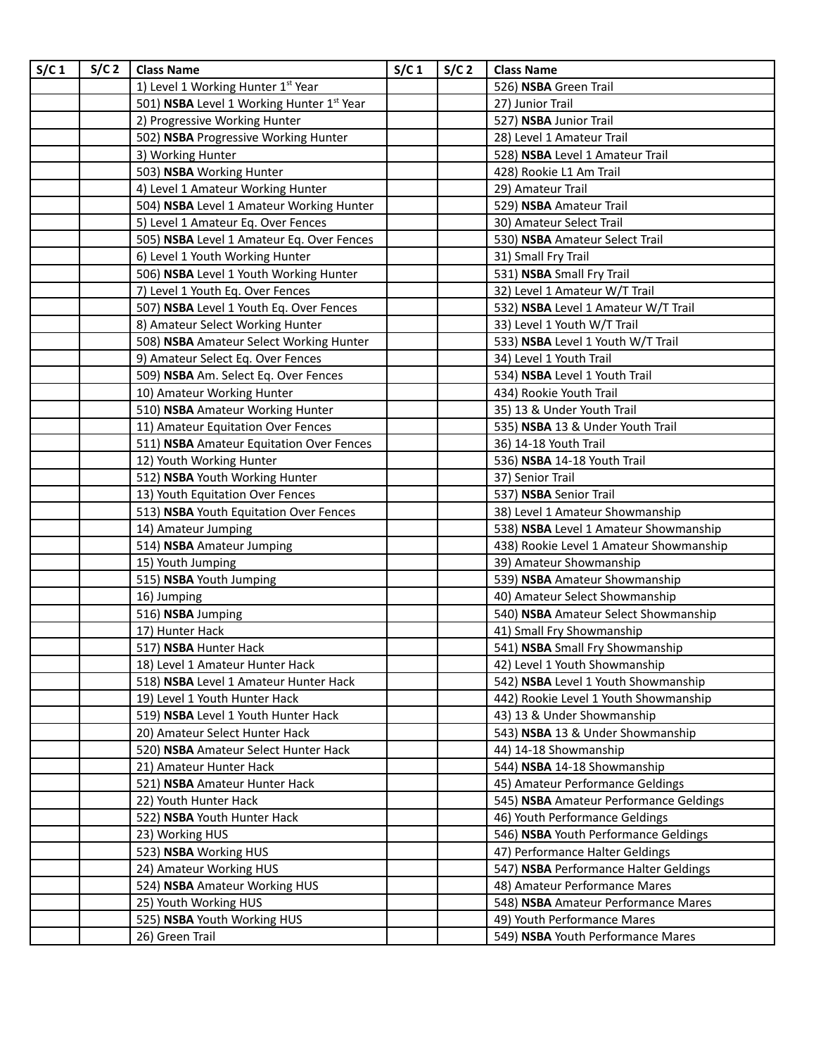| S/C 1 | S/C 2 | Class Name | S/C 1 | S/C 2 | Class Name |
|---|---|---|---|---|---|
| | | 1) Level 1 Working Hunter 1st Year | | | 526) **NSBA** Green Trail |
| | | 501) **NSBA** Level 1 Working Hunter 1st Year | | | 27) Junior Trail |
| | | 2) Progressive Working Hunter | | | 527) **NSBA** Junior Trail |
| | | 502) **NSBA** Progressive Working Hunter | | | 28) Level 1 Amateur Trail |
| | | 3) Working Hunter | | | 528) **NSBA** Level 1 Amateur Trail |
| | | 503) **NSBA** Working Hunter | | | 428) Rookie L1 Am Trail |
| | | 4) Level 1 Amateur Working Hunter | | | 29) Amateur Trail |
| | | 504) **NSBA** Level 1 Amateur Working Hunter | | | 529) **NSBA** Amateur Trail |
| | | 5) Level 1 Amateur Eq. Over Fences | | | 30) Amateur Select Trail |
| | | 505) **NSBA** Level 1 Amateur Eq. Over Fences | | | 530) **NSBA** Amateur Select Trail |
| | | 6) Level 1 Youth Working Hunter | | | 31) Small Fry Trail |
| | | 506) **NSBA** Level 1 Youth Working Hunter | | | 531) **NSBA** Small Fry Trail |
| | | 7) Level 1 Youth Eq. Over Fences | | | 32) Level 1 Amateur W/T Trail |
| | | 507) **NSBA** Level 1 Youth Eq. Over Fences | | | 532) **NSBA** Level 1 Amateur W/T Trail |
| | | 8) Amateur Select Working Hunter | | | 33) Level 1 Youth W/T Trail |
| | | 508) **NSBA** Amateur Select Working Hunter | | | 533) **NSBA** Level 1 Youth W/T Trail |
| | | 9) Amateur Select Eq. Over Fences | | | 34) Level 1 Youth Trail |
| | | 509) **NSBA** Am. Select Eq. Over Fences | | | 534) **NSBA** Level 1 Youth Trail |
| | | 10) Amateur Working Hunter | | | 434) Rookie Youth Trail |
| | | 510) **NSBA** Amateur Working Hunter | | | 35) 13 & Under Youth Trail |
| | | 11) Amateur Equitation Over Fences | | | 535) **NSBA** 13 & Under Youth Trail |
| | | 511) **NSBA** Amateur Equitation Over Fences | | | 36) 14-18 Youth Trail |
| | | 12) Youth Working Hunter | | | 536) **NSBA** 14-18 Youth Trail |
| | | 512) **NSBA** Youth Working Hunter | | | 37) Senior Trail |
| | | 13) Youth Equitation Over Fences | | | 537) **NSBA** Senior Trail |
| | | 513) **NSBA** Youth Equitation Over Fences | | | 38) Level 1 Amateur Showmanship |
| | | 14) Amateur Jumping | | | 538) **NSBA** Level 1 Amateur Showmanship |
| | | 514) **NSBA** Amateur Jumping | | | 438) Rookie Level 1 Amateur Showmanship |
| | | 15) Youth Jumping | | | 39) Amateur Showmanship |
| | | 515) **NSBA** Youth Jumping | | | 539) **NSBA** Amateur Showmanship |
| | | 16) Jumping | | | 40) Amateur Select Showmanship |
| | | 516) **NSBA** Jumping | | | 540) **NSBA** Amateur Select Showmanship |
| | | 17) Hunter Hack | | | 41) Small Fry Showmanship |
| | | 517) **NSBA** Hunter Hack | | | 541) **NSBA** Small Fry Showmanship |
| | | 18) Level 1 Amateur Hunter Hack | | | 42) Level 1 Youth Showmanship |
| | | 518) **NSBA** Level 1 Amateur Hunter Hack | | | 542) **NSBA** Level 1 Youth Showmanship |
| | | 19) Level 1 Youth Hunter Hack | | | 442) Rookie Level 1 Youth Showmanship |
| | | 519) **NSBA** Level 1 Youth Hunter Hack | | | 43) 13 & Under Showmanship |
| | | 20) Amateur Select Hunter Hack | | | 543) **NSBA** 13 & Under Showmanship |
| | | 520) **NSBA** Amateur Select Hunter Hack | | | 44) 14-18 Showmanship |
| | | 21) Amateur Hunter Hack | | | 544) **NSBA** 14-18 Showmanship |
| | | 521) **NSBA** Amateur Hunter Hack | | | 45) Amateur Performance Geldings |
| | | 22) Youth Hunter Hack | | | 545) **NSBA** Amateur Performance Geldings |
| | | 522) **NSBA** Youth Hunter Hack | | | 46) Youth Performance Geldings |
| | | 23) Working HUS | | | 546) **NSBA** Youth Performance Geldings |
| | | 523) **NSBA** Working HUS | | | 47) Performance Halter Geldings |
| | | 24) Amateur Working HUS | | | 547) **NSBA** Performance Halter Geldings |
| | | 524) **NSBA** Amateur Working HUS | | | 48) Amateur Performance Mares |
| | | 25) Youth Working HUS | | | 548) **NSBA** Amateur Performance Mares |
| | | 525) **NSBA** Youth Working HUS | | | 49) Youth Performance Mares |
| | | 26) Green Trail | | | 549) **NSBA** Youth Performance Mares |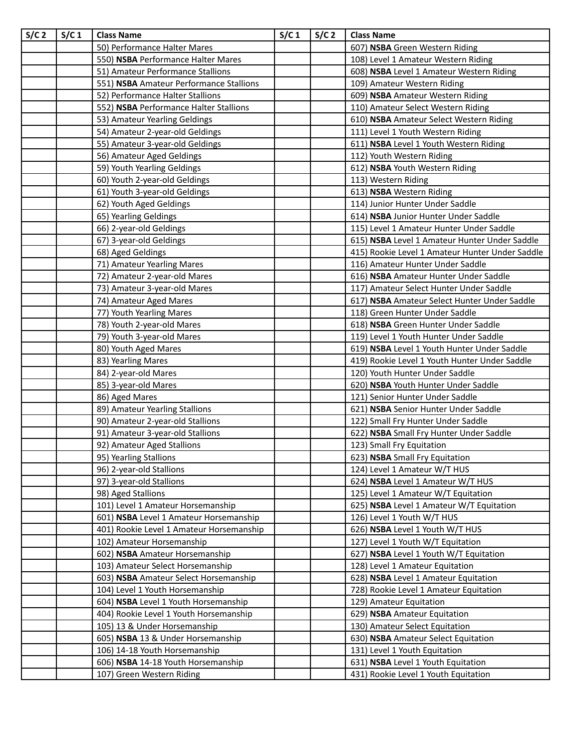| S/C 2 | S/C 1 | Class Name | S/C 1 | S/C 2 | Class Name |
|---|---|---|---|---|---|
| | | 50) Performance Halter Mares | | | 607) **NSBA** Green Western Riding |
| | | 550) **NSBA** Performance Halter Mares | | | 108) Level 1 Amateur Western Riding |
| | | 51) Amateur Performance Stallions | | | 608) **NSBA** Level 1 Amateur Western Riding |
| | | 551) **NSBA** Amateur Performance Stallions | | | 109) Amateur Western Riding |
| | | 52) Performance Halter Stallions | | | 609) **NSBA** Amateur Western Riding |
| | | 552) **NSBA** Performance Halter Stallions | | | 110) Amateur Select Western Riding |
| | | 53) Amateur Yearling Geldings | | | 610) **NSBA** Amateur Select Western Riding |
| | | 54) Amateur 2-year-old Geldings | | | 111) Level 1 Youth Western Riding |
| | | 55) Amateur 3-year-old Geldings | | | 611) **NSBA** Level 1 Youth Western Riding |
| | | 56) Amateur Aged Geldings | | | 112) Youth Western Riding |
| | | 59) Youth Yearling Geldings | | | 612) **NSBA** Youth Western Riding |
| | | 60) Youth 2-year-old Geldings | | | 113) Western Riding |
| | | 61) Youth 3-year-old Geldings | | | 613) **NSBA** Western Riding |
| | | 62) Youth Aged Geldings | | | 114) Junior Hunter Under Saddle |
| | | 65) Yearling Geldings | | | 614) **NSBA** Junior Hunter Under Saddle |
| | | 66) 2-year-old Geldings | | | 115) Level 1 Amateur Hunter Under Saddle |
| | | 67) 3-year-old Geldings | | | 615) **NSBA** Level 1 Amateur Hunter Under Saddle |
| | | 68) Aged Geldings | | | 415) Rookie Level 1 Amateur Hunter Under Saddle |
| | | 71) Amateur Yearling Mares | | | 116) Amateur Hunter Under Saddle |
| | | 72) Amateur 2-year-old Mares | | | 616) **NSBA** Amateur Hunter Under Saddle |
| | | 73) Amateur 3-year-old Mares | | | 117) Amateur Select Hunter Under Saddle |
| | | 74) Amateur Aged Mares | | | 617) **NSBA** Amateur Select Hunter Under Saddle |
| | | 77) Youth Yearling Mares | | | 118) Green Hunter Under Saddle |
| | | 78) Youth 2-year-old Mares | | | 618) **NSBA** Green Hunter Under Saddle |
| | | 79) Youth 3-year-old Mares | | | 119) Level 1 Youth Hunter Under Saddle |
| | | 80) Youth Aged Mares | | | 619) **NSBA** Level 1 Youth Hunter Under Saddle |
| | | 83) Yearling Mares | | | 419) Rookie Level 1 Youth Hunter Under Saddle |
| | | 84) 2-year-old Mares | | | 120) Youth Hunter Under Saddle |
| | | 85) 3-year-old Mares | | | 620) **NSBA** Youth Hunter Under Saddle |
| | | 86) Aged Mares | | | 121) Senior Hunter Under Saddle |
| | | 89) Amateur Yearling Stallions | | | 621) **NSBA** Senior Hunter Under Saddle |
| | | 90) Amateur 2-year-old Stallions | | | 122) Small Fry Hunter Under Saddle |
| | | 91) Amateur 3-year-old Stallions | | | 622) **NSBA** Small Fry Hunter Under Saddle |
| | | 92) Amateur Aged Stallions | | | 123) Small Fry Equitation |
| | | 95) Yearling Stallions | | | 623) **NSBA** Small Fry Equitation |
| | | 96) 2-year-old Stallions | | | 124) Level 1 Amateur W/T HUS |
| | | 97) 3-year-old Stallions | | | 624) **NSBA** Level 1 Amateur W/T HUS |
| | | 98) Aged Stallions | | | 125) Level 1 Amateur W/T Equitation |
| | | 101) Level 1 Amateur Horsemanship | | | 625) **NSBA** Level 1 Amateur W/T Equitation |
| | | 601) **NSBA** Level 1 Amateur Horsemanship | | | 126) Level 1 Youth W/T HUS |
| | | 401) Rookie Level 1 Amateur Horsemanship | | | 626) **NSBA** Level 1 Youth W/T HUS |
| | | 102) Amateur Horsemanship | | | 127) Level 1 Youth W/T Equitation |
| | | 602) **NSBA** Amateur Horsemanship | | | 627) **NSBA** Level 1 Youth W/T Equitation |
| | | 103) Amateur Select Horsemanship | | | 128) Level 1 Amateur Equitation |
| | | 603) **NSBA** Amateur Select Horsemanship | | | 628) **NSBA** Level 1 Amateur Equitation |
| | | 104) Level 1 Youth Horsemanship | | | 728) Rookie Level 1 Amateur Equitation |
| | | 604) **NSBA** Level 1 Youth Horsemanship | | | 129) Amateur Equitation |
| | | 404) Rookie Level 1 Youth Horsemanship | | | 629) **NSBA** Amateur Equitation |
| | | 105) 13 & Under Horsemanship | | | 130) Amateur Select Equitation |
| | | 605) **NSBA** 13 & Under Horsemanship | | | 630) **NSBA** Amateur Select Equitation |
| | | 106) 14-18 Youth Horsemanship | | | 131) Level 1 Youth Equitation |
| | | 606) **NSBA** 14-18 Youth Horsemanship | | | 631) **NSBA** Level 1 Youth Equitation |
| | | 107) Green Western Riding | | | 431) Rookie Level 1 Youth Equitation |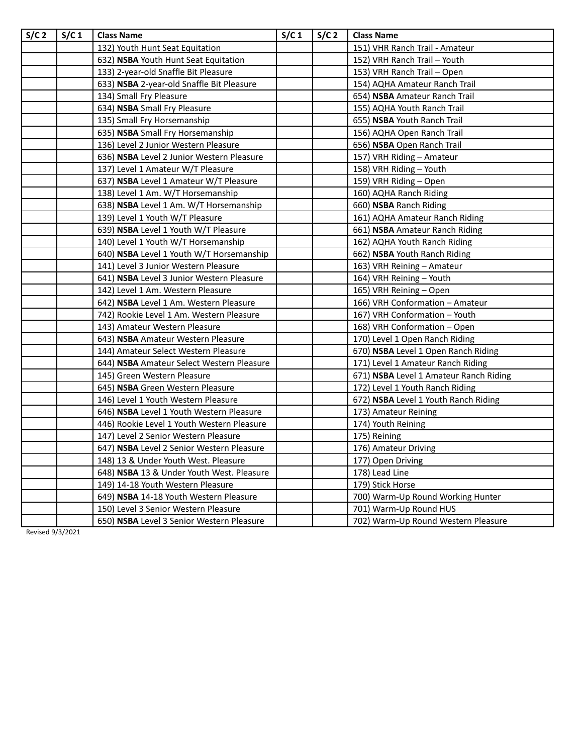| S/C 2 | S/C 1 | Class Name | S/C 1 | S/C 2 | Class Name |
|---|---|---|---|---|---|
| | | 132) Youth Hunt Seat Equitation | | | 151) VHR Ranch Trail - Amateur |
| | | 632) **NSBA** Youth Hunt Seat Equitation | | | 152) VRH Ranch Trail – Youth |
| | | 133) 2-year-old Snaffle Bit Pleasure | | | 153) VRH Ranch Trail – Open |
| | | 633) **NSBA** 2-year-old Snaffle Bit Pleasure | | | 154) AQHA Amateur Ranch Trail |
| | | 134) Small Fry Pleasure | | | 654) **NSBA** Amateur Ranch Trail |
| | | 634) **NSBA** Small Fry Pleasure | | | 155) AQHA Youth Ranch Trail |
| | | 135) Small Fry Horsemanship | | | 655) **NSBA** Youth Ranch Trail |
| | | 635) **NSBA** Small Fry Horsemanship | | | 156) AQHA Open Ranch Trail |
| | | 136) Level 2 Junior Western Pleasure | | | 656) **NSBA** Open Ranch Trail |
| | | 636) **NSBA** Level 2 Junior Western Pleasure | | | 157) VRH Riding – Amateur |
| | | 137) Level 1 Amateur W/T Pleasure | | | 158) VRH Riding – Youth |
| | | 637) **NSBA** Level 1 Amateur W/T Pleasure | | | 159) VRH Riding – Open |
| | | 138) Level 1 Am. W/T Horsemanship | | | 160) AQHA Ranch Riding |
| | | 638) **NSBA** Level 1 Am. W/T Horsemanship | | | 660) **NSBA** Ranch Riding |
| | | 139) Level 1 Youth W/T Pleasure | | | 161) AQHA Amateur Ranch Riding |
| | | 639) **NSBA** Level 1 Youth W/T Pleasure | | | 661) **NSBA** Amateur Ranch Riding |
| | | 140) Level 1 Youth W/T Horsemanship | | | 162) AQHA Youth Ranch Riding |
| | | 640) **NSBA** Level 1 Youth W/T Horsemanship | | | 662) **NSBA** Youth Ranch Riding |
| | | 141) Level 3 Junior Western Pleasure | | | 163) VRH Reining – Amateur |
| | | 641) **NSBA** Level 3 Junior Western Pleasure | | | 164) VRH Reining – Youth |
| | | 142) Level 1 Am. Western Pleasure | | | 165) VRH Reining – Open |
| | | 642) **NSBA** Level 1 Am. Western Pleasure | | | 166) VRH Conformation – Amateur |
| | | 742) Rookie Level 1 Am. Western Pleasure | | | 167) VRH Conformation – Youth |
| | | 143) Amateur Western Pleasure | | | 168) VRH Conformation – Open |
| | | 643) **NSBA** Amateur Western Pleasure | | | 170) Level 1 Open Ranch Riding |
| | | 144) Amateur Select Western Pleasure | | | 670) **NSBA** Level 1 Open Ranch Riding |
| | | 644) **NSBA** Amateur Select Western Pleasure | | | 171) Level 1 Amateur Ranch Riding |
| | | 145) Green Western Pleasure | | | 671) **NSBA** Level 1 Amateur Ranch Riding |
| | | 645) **NSBA** Green Western Pleasure | | | 172) Level 1 Youth Ranch Riding |
| | | 146) Level 1 Youth Western Pleasure | | | 672) **NSBA** Level 1 Youth Ranch Riding |
| | | 646) **NSBA** Level 1 Youth Western Pleasure | | | 173) Amateur Reining |
| | | 446) Rookie Level 1 Youth Western Pleasure | | | 174) Youth Reining |
| | | 147) Level 2 Senior Western Pleasure | | | 175) Reining |
| | | 647) **NSBA** Level 2 Senior Western Pleasure | | | 176) Amateur Driving |
| | | 148) 13 & Under Youth West. Pleasure | | | 177) Open Driving |
| | | 648) **NSBA** 13 & Under Youth West. Pleasure | | | 178) Lead Line |
| | | 149) 14-18 Youth Western Pleasure | | | 179) Stick Horse |
| | | 649) **NSBA** 14-18 Youth Western Pleasure | | | 700) Warm-Up Round Working Hunter |
| | | 150) Level 3 Senior Western Pleasure | | | 701) Warm-Up Round HUS |
| | | 650) **NSBA** Level 3 Senior Western Pleasure | | | 702) Warm-Up Round Western Pleasure |

Revised 9/3/2021